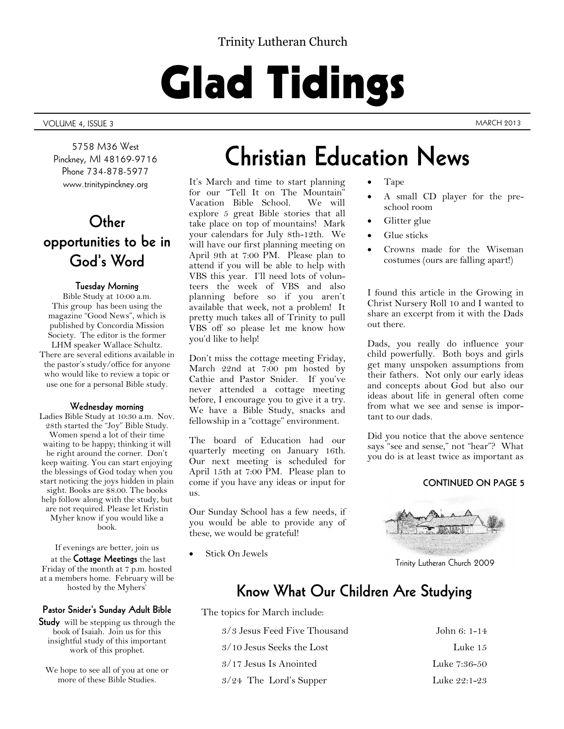Trinity Lutheran Church

# Glad Tidings

VOLUME 4, ISSUE 3 MARCH 2013

5758 M36 West
Pinckney, MI 48169-9716
Phone 734-878-5977
www.trinitypinckney.org

## Other opportunities to be in God's Word

### Tuesday Morning

Bible Study at 10:00 a.m. This group has been using the magazine "Good News", which is published by Concordia Mission Society. The editor is the former LHM speaker Wallace Schultz. There are several editions available in the pastor's study/office for anyone who would like to review a topic or use one for a personal Bible study.

### Wednesday morning

Ladies Bible Study at 10:30 a.m. Nov. 28th started the "Joy" Bible Study. Women spend a lot of their time waiting to be happy; thinking it will be right around the corner. Don't keep waiting. You can start enjoying the blessings of God today when you start noticing the joys hidden in plain sight. Books are $8.00. The books help follow along with the study, but are not required. Please let Kristin Myher know if you would like a book.

If evenings are better, join us at the **Cottage Meetings** the last Friday of the month at 7 p.m. hosted at a members home. February will be hosted by the Myhers'

**Pastor Snider's Sunday Adult Bible Study** will be stepping us through the book of Isaiah. Join us for this insightful study of this important work of this prophet.

We hope to see all of you at one or more of these Bible Studies.

# Christian Education News

It's March and time to start planning for our "Tell It on The Mountain" Vacation Bible School. We will explore 5 great Bible stories that all take place on top of mountains! Mark your calendars for July 8th-12th. We will have our first planning meeting on April 9th at 7:00 PM. Please plan to attend if you will be able to help with VBS this year. I'll need lots of volunteers the week of VBS and also planning before so if you aren't available that week, not a problem! It pretty much takes all of Trinity to pull VBS off so please let me know how you'd like to help!

Don't miss the cottage meeting Friday, March 22nd at 7:00 pm hosted by Cathie and Pastor Snider. If you've never attended a cottage meeting before, I encourage you to give it a try. We have a Bible Study, snacks and fellowship in a "cottage" environment.

The board of Education had our quarterly meeting on January 16th. Our next meeting is scheduled for April 15th at 7:00 PM. Please plan to come if you have any ideas or input for us.

Our Sunday School has a few needs, if you would be able to provide any of these, we would be grateful!

- Stick On Jewels
- Tape
- A small CD player for the pre-school room
- Glitter glue
- Glue sticks
- Crowns made for the Wiseman costumes (ours are falling apart!)

I found this article in the Growing in Christ Nursery Roll 10 and I wanted to share an excerpt from it with the Dads out there.

Dads, you really do influence your child powerfully. Both boys and girls get many unspoken assumptions from their fathers. Not only our early ideas and concepts about God but also our ideas about life in general often come from what we see and sense is important to our dads.

Did you notice that the above sentence says "see and sense," not "hear"? What you do is at least twice as important as

**CONTINUED ON PAGE 5**

Trinity Lutheran Church 2009

## Know What Our Children Are Studying

The topics for March include:

| | |
|---|---|
| 3/3 Jesus Feed Five Thousand | John 6: 1-14 |
| 3/10 Jesus Seeks the Lost | Luke 15 |
| 3/17 Jesus Is Anointed | Luke 7:36-50 |
| 3/24 The Lord's Supper | Luke 22:1-23 |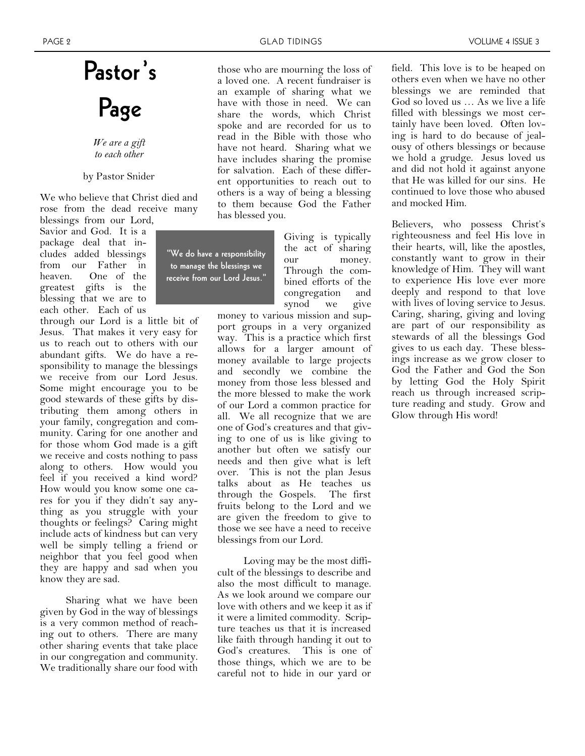# Pastor's Page

*We are a gift to each other*

by Pastor Snider

We who believe that Christ died and rose from the dead receive many blessings from our Lord, Savior and God. It is a package deal that includes added blessings from our Father in heaven. One of the greatest gifts is the blessing that we are to each other. Each of us through our Lord is a little bit of Jesus. That makes it very easy for us to reach out to others with our abundant gifts. We do have a responsibility to manage the blessings we receive from our Lord Jesus. Some might encourage you to be good stewards of these gifts by distributing them among others in your family, congregation and community. Caring for one another and for those whom God made is a gift we receive and costs nothing to pass along to others. How would you feel if you received a kind word? How would you know some one cares for you if they didn't say anything as you struggle with your thoughts or feelings? Caring might include acts of kindness but can very well be simply telling a friend or neighbor that you feel good when they are happy and sad when you know they are sad.

> "We do have a responsibility to manage the blessings we receive from our Lord Jesus."

Sharing what we have been given by God in the way of blessings is a very common method of reaching out to others. There are many other sharing events that take place in our congregation and community. We traditionally share our food with those who are mourning the loss of a loved one. A recent fundraiser is an example of sharing what we have with those in need. We can share the words, which Christ spoke and are recorded for us to read in the Bible with those who have not heard. Sharing what we have includes sharing the promise for salvation. Each of these different opportunities to reach out to others is a way of being a blessing to them because God the Father has blessed you.

Giving is typically the act of sharing our money. Through the combined efforts of the congregation and synod we give money to various mission and support groups in a very organized way. This is a practice which first allows for a larger amount of money available to large projects and secondly we combine the money from those less blessed and the more blessed to make the work of our Lord a common practice for all. We all recognize that we are one of God's creatures and that giving to one of us is like giving to another but often we satisfy our needs and then give what is left over. This is not the plan Jesus talks about as He teaches us through the Gospels. The first fruits belong to the Lord and we are given the freedom to give to those we see have a need to receive blessings from our Lord.

Loving may be the most difficult of the blessings to describe and also the most difficult to manage. As we look around we compare our love with others and we keep it as if it were a limited commodity. Scripture teaches us that it is increased like faith through handing it out to God's creatures. This is one of those things, which we are to be careful not to hide in our yard or field. This love is to be heaped on others even when we have no other blessings we are reminded that God so loved us … As we live a life filled with blessings we most certainly have been loved. Often loving is hard to do because of jealousy of others blessings or because we hold a grudge. Jesus loved us and did not hold it against anyone that He was killed for our sins. He continued to love those who abused and mocked Him.

Believers, who possess Christ's righteousness and feel His love in their hearts, will, like the apostles, constantly want to grow in their knowledge of Him. They will want to experience His love ever more deeply and respond to that love with lives of loving service to Jesus. Caring, sharing, giving and loving are part of our responsibility as stewards of all the blessings God gives to us each day. These blessings increase as we grow closer to God the Father and God the Son by letting God the Holy Spirit reach us through increased scripture reading and study. Grow and Glow through His word!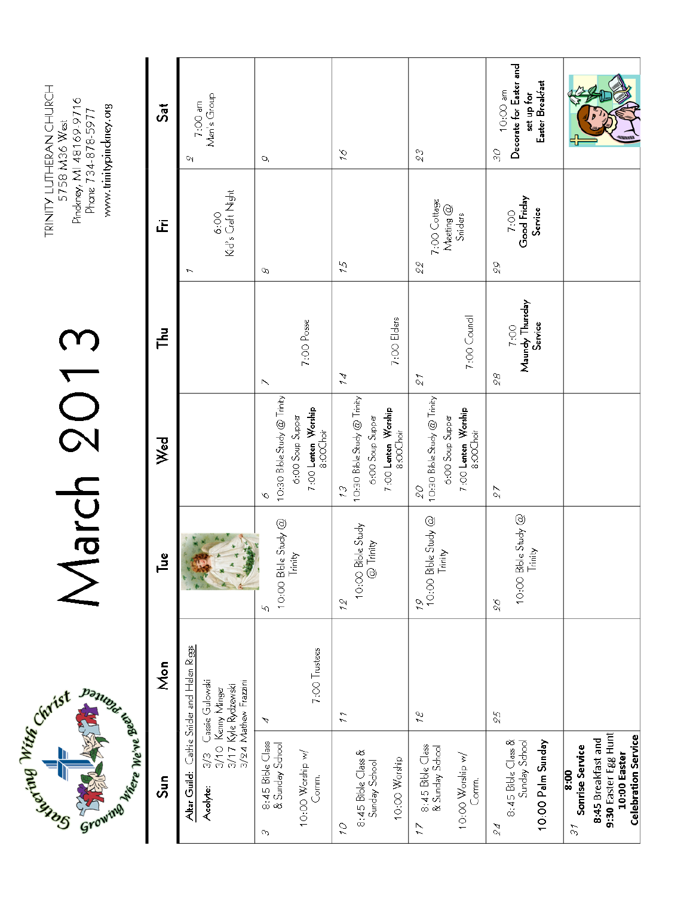# March 2013

TRINITY LUTHERAN CHURCH
5758 M36 West
Pinckney, MI 48169-9716
Phone 734-878-5977
www.trinitypinckney.org

Gathering With Christ — Growing Where We've Been Planted

| Sun | Mon | Tue | Wed | Thu | Fri | Sat |
|---|---|---|---|---|---|---|
| Altar Guild: Cathie Snider and Helen Riggs<br>Acolyte: 3/3 Cassie Gulowski, 3/10 Kenny Minger, 3/17 Kyle Rydzewski, 3/24 Mathew Frazzini | | | | | 1<br>6:00 Kid's Craft Night | 2<br>7:00 am Men's Group |
| 3<br>8:45 Bible Class & Sunday School<br>10:00 Worship w/ Comm. | 4<br>7:00 Trustees | 5<br>10:00 Bible Study @ Trinity | 6<br>10:30 Bible Study @ Trinity<br>6:00 Soup Supper<br>7:00 **Lenten Worship**<br>8:00Choir | 7<br>7:00 Posse | 8 | 9 |
| 10<br>8:45 Bible Class & Sunday School<br>10:00 Worship | 11 | 12<br>10:00 Bible Study @ Trinity | 13<br>10:30 Bible Study @ Trinity<br>6:00 Soup Supper<br>7:00 **Lenten Worship**<br>8:00Choir | 14<br>7:00 Elders | 15 | 16 |
| 17<br>8:45 Bible Class & Sunday School<br>10:00 Worship w/ Comm. | 18 | 19<br>10:00 Bible Study @ Trinity | 20<br>10:30 Bible Study @ Trinity<br>6:00 Soup Supper<br>7:00 **Lenten Worship**<br>8:00Choir | 21<br>7:00 Council | 22<br>7:00 Cottage Meeting @ Sniders | 23 |
| 24<br>8:45 Bible Class & Sunday School<br>10:00 Palm Sunday | 25 | 26<br>10:00 Bible Study @ Trinity | 27 | 28<br>7:00 Maundy Thursday Service | 29<br>7:00 Good Friday Service | 30<br>10:00 am **Decorate for Easter and set up for Easter Breakfast** |
| 31<br>**8:00 Sonrise Service**<br>**8:45 Breakfast and**<br>**9:30 Easter Egg Hunt**<br>**10:00 Easter Celebration Service** | | | | | | |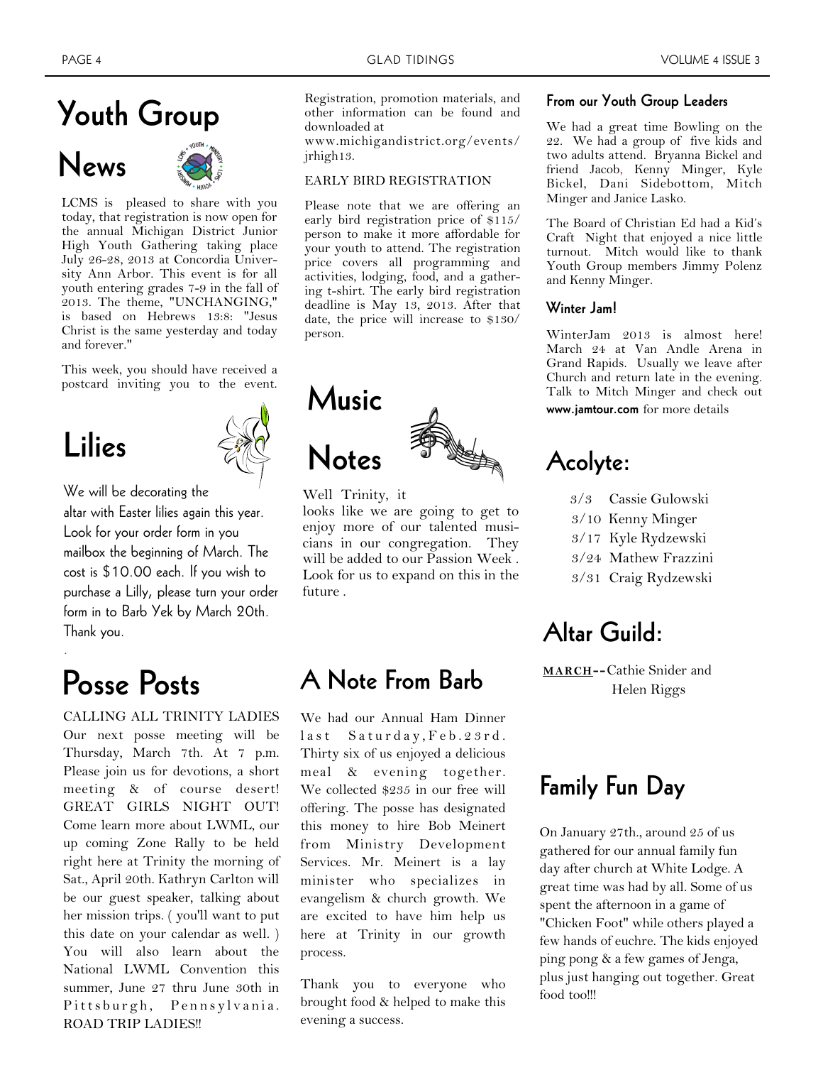# Youth Group News

LCMS is pleased to share with you today, that registration is now open for the annual Michigan District Junior High Youth Gathering taking place July 26-28, 2013 at Concordia University Ann Arbor. This event is for all youth entering grades 7-9 in the fall of 2013. The theme, "UNCHANGING," is based on Hebrews 13:8: "Jesus Christ is the same yesterday and today and forever."

This week, you should have received a postcard inviting you to the event. Registration, promotion materials, and other information can be found and downloaded at www.michigandistrict.org/events/jrhigh13.

EARLY BIRD REGISTRATION

Please note that we are offering an early bird registration price of $115/person to make it more affordable for your youth to attend. The registration price covers all programming and activities, lodging, food, and a gathering t-shirt. The early bird registration deadline is May 13, 2013. After that date, the price will increase to $130/person.

### From our Youth Group Leaders

We had a great time Bowling on the 22. We had a group of five kids and two adults attend. Bryanna Bickel and friend Jacob, Kenny Minger, Kyle Bickel, Dani Sidebottom, Mitch Minger and Janice Lasko.

The Board of Christian Ed had a Kid's Craft Night that enjoyed a nice little turnout. Mitch would like to thank Youth Group members Jimmy Polenz and Kenny Minger.

### Winter Jam!

WinterJam 2013 is almost here! March 24 at Van Andle Arena in Grand Rapids. Usually we leave after Church and return late in the evening. Talk to Mitch Minger and check out **www.jamtour.com** for more details

# Lilies

We will be decorating the altar with Easter lilies again this year. Look for your order form in you mailbox the beginning of March. The cost is $10.00 each. If you wish to purchase a Lilly, please turn your order form in to Barb Yek by March 20th. Thank you.

# Music Notes

Well Trinity, it looks like we are going to get to enjoy more of our talented musicians in our congregation. They will be added to our Passion Week . Look for us to expand on this in the future .

# Acolyte:

- 3/3 Cassie Gulowski
- 3/10 Kenny Minger
- 3/17 Kyle Rydzewski
- 3/24 Mathew Frazzini
- 3/31 Craig Rydzewski

# Posse Posts

CALLING ALL TRINITY LADIES Our next posse meeting will be Thursday, March 7th. At 7 p.m. Please join us for devotions, a short meeting & of course desert! GREAT GIRLS NIGHT OUT! Come learn more about LWML, our up coming Zone Rally to be held right here at Trinity the morning of Sat., April 20th. Kathryn Carlton will be our guest speaker, talking about her mission trips. ( you'll want to put this date on your calendar as well. ) You will also learn about the National LWML Convention this summer, June 27 thru June 30th in Pittsburgh, Pennsylvania. ROAD TRIP LADIES!!

# A Note From Barb

We had our Annual Ham Dinner last Saturday,Feb.23rd. Thirty six of us enjoyed a delicious meal & evening together. We collected $235 in our free will offering. The posse has designated this money to hire Bob Meinert from Ministry Development Services. Mr. Meinert is a lay minister who specializes in evangelism & church growth. We are excited to have him help us here at Trinity in our growth process.

Thank you to everyone who brought food & helped to make this evening a success.

# Altar Guild:

**MARCH**--Cathie Snider and Helen Riggs

# Family Fun Day

On January 27th., around 25 of us gathered for our annual family fun day after church at White Lodge. A great time was had by all. Some of us spent the afternoon in a game of "Chicken Foot" while others played a few hands of euchre. The kids enjoyed ping pong & a few games of Jenga, plus just hanging out together. Great food too!!!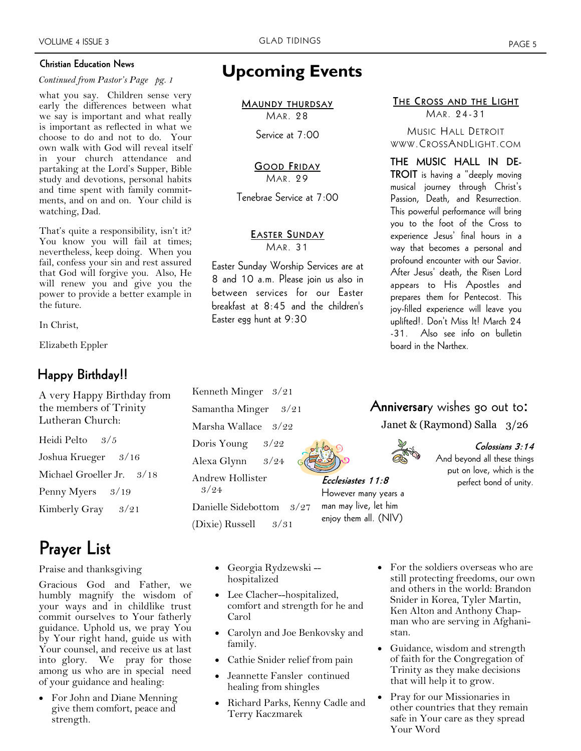## Christian Education News

*Continued from Pastor's Page pg. 1*

what you say. Children sense very early the differences between what we say is important and what really is important as reflected in what we choose to do and not to do. Your own walk with God will reveal itself in your church attendance and partaking at the Lord's Supper, Bible study and devotions, personal habits and time spent with family commitments, and on and on. Your child is watching, Dad.

That's quite a responsibility, isn't it? You know you will fail at times; nevertheless, keep doing. When you fail, confess your sin and rest assured that God will forgive you. Also, He will renew you and give you the power to provide a better example in the future.

In Christ,

Elizabeth Eppler

# Upcoming Events

**MAUNDY THURSDAY**
MAR. 28

Service at 7:00

**GOOD FRIDAY**
MAR. 29

Tenebrae Service at 7:00

**EASTER SUNDAY**
MAR. 31

Easter Sunday Worship Services are at 8 and 10 a.m. Please join us also in between services for our Easter breakfast at 8:45 and the children's Easter egg hunt at 9:30

**THE CROSS AND THE LIGHT**
MAR. 24-31

MUSIC HALL DETROIT
WWW.CROSSANDLIGHT.COM

**THE MUSIC HALL IN DETROIT** is having a "deeply moving musical journey through Christ's Passion, Death, and Resurrection. This powerful performance will bring you to the foot of the Cross to experience Jesus' final hours in a way that becomes a personal and profound encounter with our Savior. After Jesus' death, the Risen Lord appears to His Apostles and prepares them for Pentecost. This joy-filled experience will leave you uplifted!. Don't Miss It! March 24-31. Also see info on bulletin board in the Narthex.

## Happy Birthday!!

A very Happy Birthday from the members of Trinity Lutheran Church:

Heidi Pelto 3/5

Joshua Krueger 3/16

Michael Groeller Jr. 3/18

Penny Myers 3/19

Kimberly Gray 3/21

Kenneth Minger 3/21

Samantha Minger 3/21

Marsha Wallace 3/22

Doris Young 3/22

Alexa Glynn 3/24

Andrew Hollister 3/24

Danielle Sidebottom 3/27

(Dixie) Russell 3/31

***Ecclesiastes 11:8***
However many years a man may live, let him enjoy them all. (NIV)

**Anniversary** wishes go out to:

Janet & (Raymond) Salla 3/26

***Colossians 3:14***
And beyond all these things put on love, which is the perfect bond of unity.

# Prayer List

Praise and thanksgiving

Gracious God and Father, we humbly magnify the wisdom of your ways and in childlike trust commit ourselves to Your fatherly guidance. Uphold us, we pray You by Your right hand, guide us with Your counsel, and receive us at last into glory. We pray for those among us who are in special need of your guidance and healing:

- For John and Diane Menning give them comfort, peace and strength.
- Georgia Rydzewski --hospitalized
- Lee Clacher--hospitalized, comfort and strength for he and Carol
- Carolyn and Joe Benkovsky and family.
- Cathie Snider relief from pain
- Jeannette Fansler continued healing from shingles
- Richard Parks, Kenny Cadle and Terry Kaczmarek
- For the soldiers overseas who are still protecting freedoms, our own and others in the world: Brandon Snider in Korea, Tyler Martin, Ken Alton and Anthony Chapman who are serving in Afghanistan.
- Guidance, wisdom and strength of faith for the Congregation of Trinity as they make decisions that will help it to grow.
- Pray for our Missionaries in other countries that they remain safe in Your care as they spread Your Word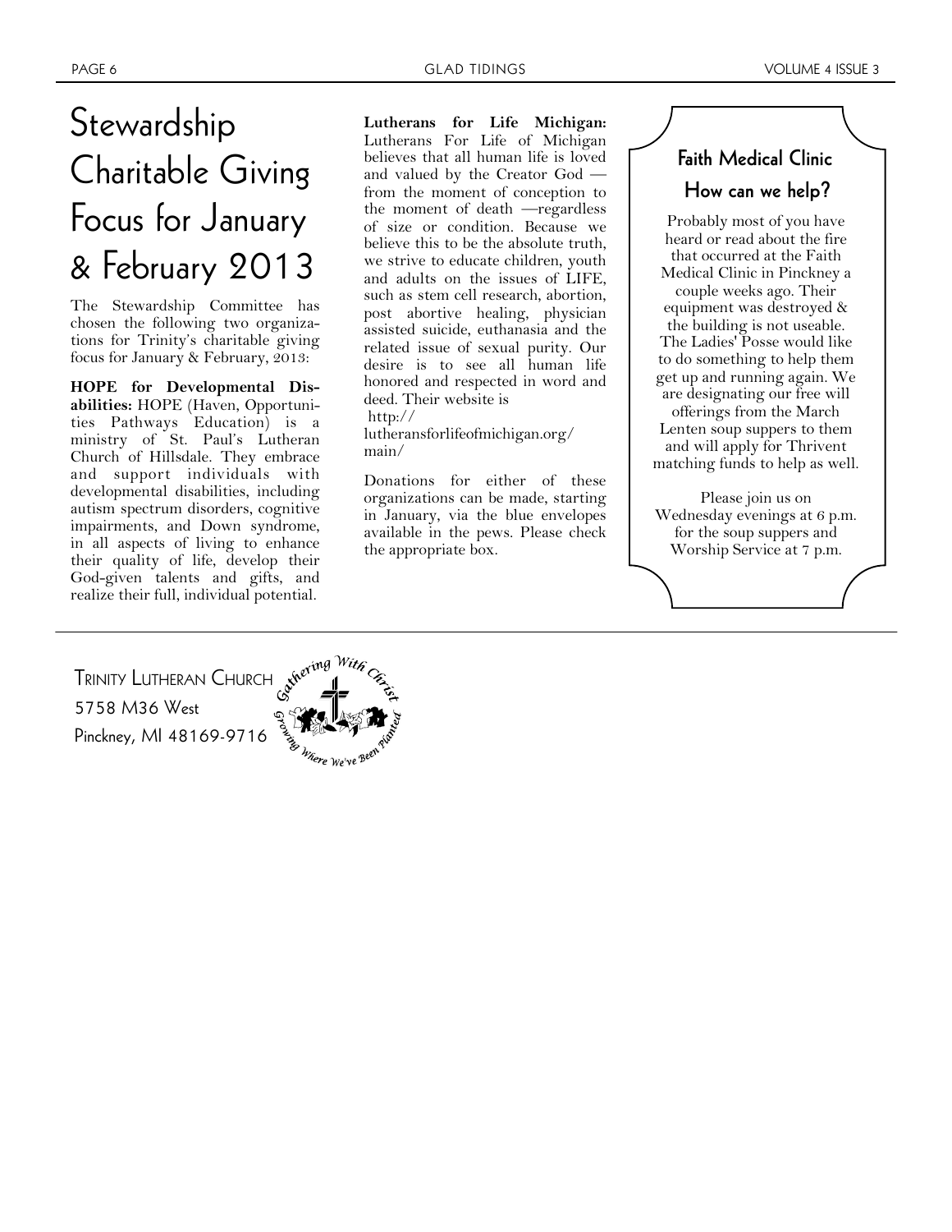# Stewardship Charitable Giving Focus for January & February 2013

The Stewardship Committee has chosen the following two organizations for Trinity's charitable giving focus for January & February, 2013:

**HOPE for Developmental Disabilities:** HOPE (Haven, Opportunities Pathways Education) is a ministry of St. Paul's Lutheran Church of Hillsdale. They embrace and support individuals with developmental disabilities, including autism spectrum disorders, cognitive impairments, and Down syndrome, in all aspects of living to enhance their quality of life, develop their God-given talents and gifts, and realize their full, individual potential.

**Lutherans for Life Michigan:** Lutherans For Life of Michigan believes that all human life is loved and valued by the Creator God — from the moment of conception to the moment of death —regardless of size or condition. Because we believe this to be the absolute truth, we strive to educate children, youth and adults on the issues of LIFE, such as stem cell research, abortion, post abortive healing, physician assisted suicide, euthanasia and the related issue of sexual purity. Our desire is to see all human life honored and respected in word and deed. Their website is http://lutheransforlifeofmichigan.org/main/

Donations for either of these organizations can be made, starting in January, via the blue envelopes available in the pews. Please check the appropriate box.

## Faith Medical Clinic

### How can we help?

Probably most of you have heard or read about the fire that occurred at the Faith Medical Clinic in Pinckney a couple weeks ago. Their equipment was destroyed & the building is not useable. The Ladies' Posse would like to do something to help them get up and running again. We are designating our free will offerings from the March Lenten soup suppers to them and will apply for Thrivent matching funds to help as well.

Please join us on Wednesday evenings at 6 p.m. for the soup suppers and Worship Service at 7 p.m.

Trinity Lutheran Church
5758 M36 West
Pinckney, MI 48169-9716

Gathering With Christ — Growing Where We've Been Planted